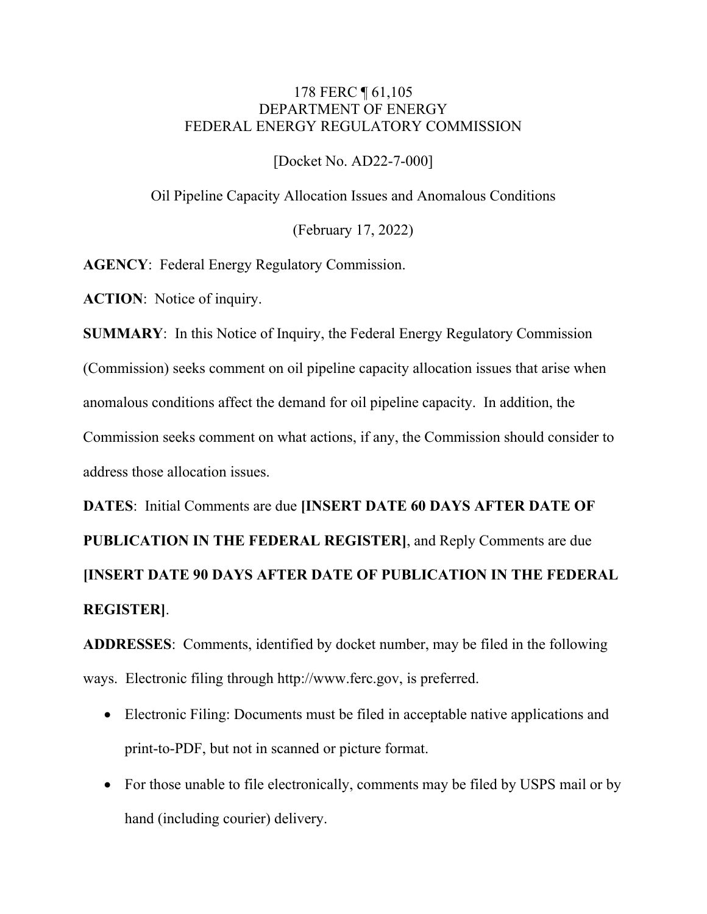178 FERC ¶ 61,105
DEPARTMENT OF ENERGY
FEDERAL ENERGY REGULATORY COMMISSION

[Docket No. AD22-7-000]

Oil Pipeline Capacity Allocation Issues and Anomalous Conditions

(February 17, 2022)

**AGENCY**: Federal Energy Regulatory Commission.

**ACTION**: Notice of inquiry.

**SUMMARY**: In this Notice of Inquiry, the Federal Energy Regulatory Commission (Commission) seeks comment on oil pipeline capacity allocation issues that arise when anomalous conditions affect the demand for oil pipeline capacity. In addition, the Commission seeks comment on what actions, if any, the Commission should consider to address those allocation issues.

**DATES**: Initial Comments are due **[INSERT DATE 60 DAYS AFTER DATE OF PUBLICATION IN THE FEDERAL REGISTER]**, and Reply Comments are due **[INSERT DATE 90 DAYS AFTER DATE OF PUBLICATION IN THE FEDERAL REGISTER]**.

**ADDRESSES**: Comments, identified by docket number, may be filed in the following ways. Electronic filing through http://www.ferc.gov, is preferred.

- Electronic Filing: Documents must be filed in acceptable native applications and print-to-PDF, but not in scanned or picture format.
- For those unable to file electronically, comments may be filed by USPS mail or by hand (including courier) delivery.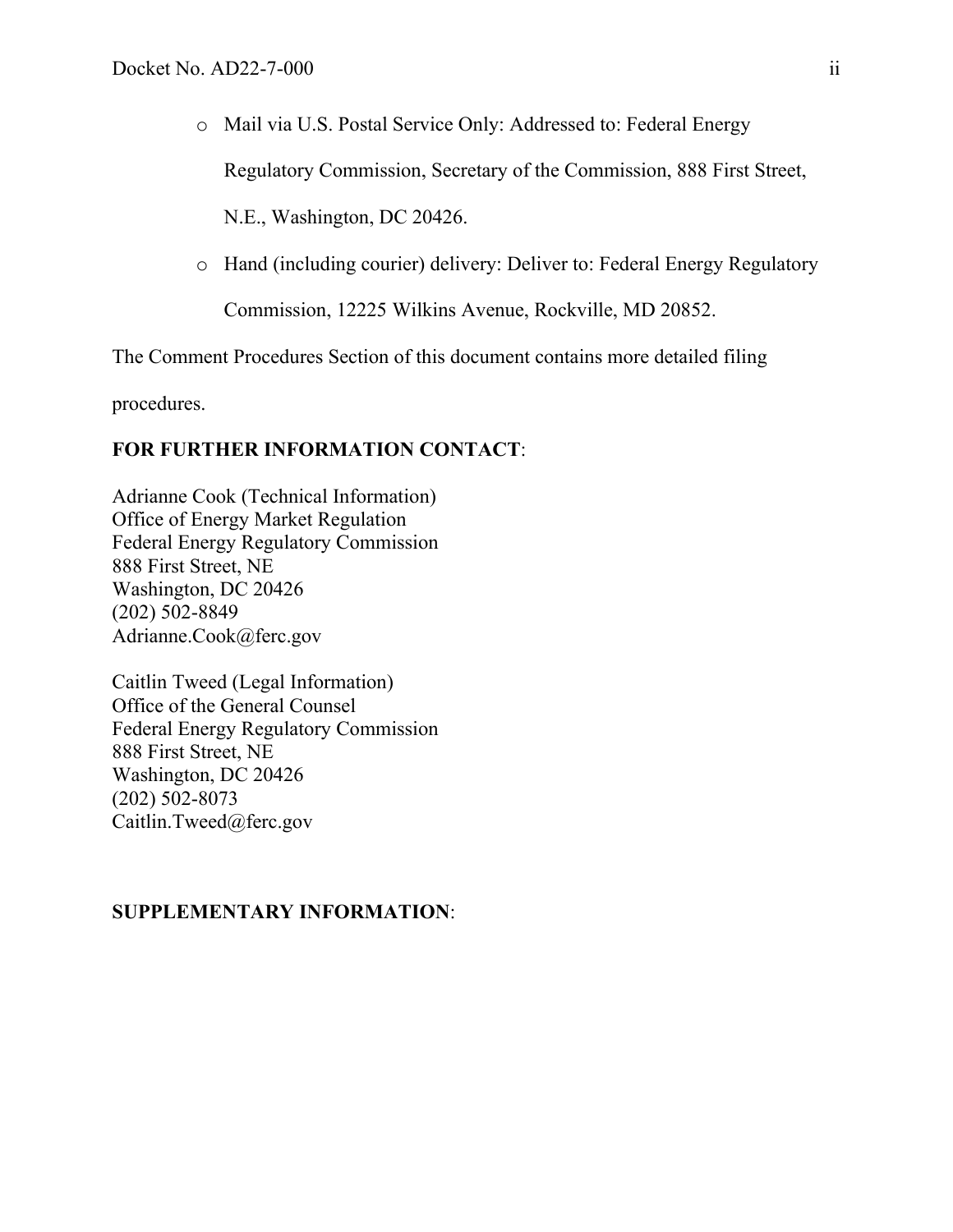- Mail via U.S. Postal Service Only: Addressed to: Federal Energy Regulatory Commission, Secretary of the Commission, 888 First Street, N.E., Washington, DC 20426.
- Hand (including courier) delivery: Deliver to: Federal Energy Regulatory Commission, 12225 Wilkins Avenue, Rockville, MD 20852.

The Comment Procedures Section of this document contains more detailed filing procedures.

**FOR FURTHER INFORMATION CONTACT**:

Adrianne Cook (Technical Information)
Office of Energy Market Regulation
Federal Energy Regulatory Commission
888 First Street, NE
Washington, DC 20426
(202) 502-8849
Adrianne.Cook@ferc.gov

Caitlin Tweed (Legal Information)
Office of the General Counsel
Federal Energy Regulatory Commission
888 First Street, NE
Washington, DC 20426
(202) 502-8073
Caitlin.Tweed@ferc.gov

**SUPPLEMENTARY INFORMATION**: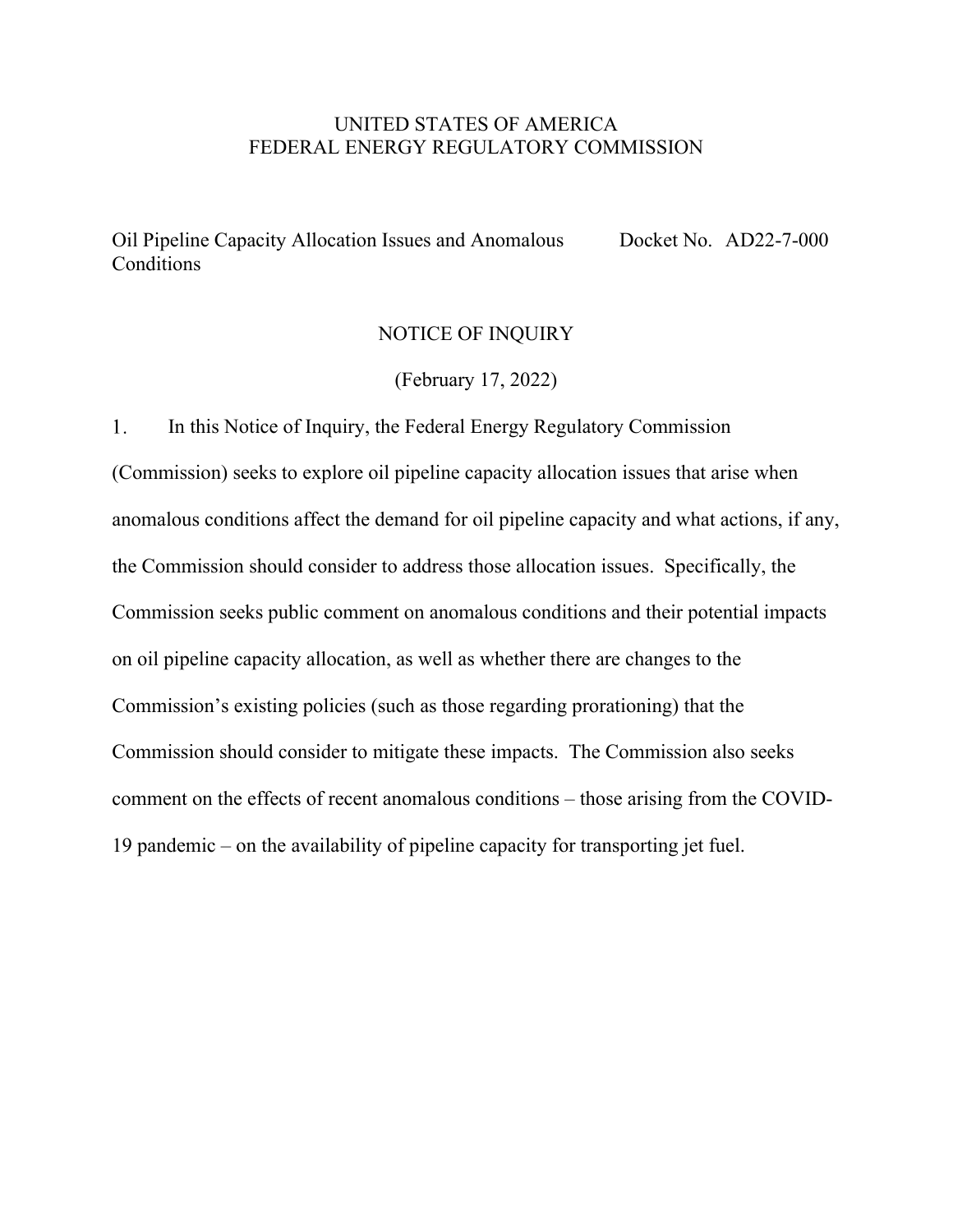UNITED STATES OF AMERICA
FEDERAL ENERGY REGULATORY COMMISSION

Oil Pipeline Capacity Allocation Issues and Anomalous Conditions — Docket No. AD22-7-000

# NOTICE OF INQUIRY

(February 17, 2022)

1. In this Notice of Inquiry, the Federal Energy Regulatory Commission (Commission) seeks to explore oil pipeline capacity allocation issues that arise when anomalous conditions affect the demand for oil pipeline capacity and what actions, if any, the Commission should consider to address those allocation issues. Specifically, the Commission seeks public comment on anomalous conditions and their potential impacts on oil pipeline capacity allocation, as well as whether there are changes to the Commission's existing policies (such as those regarding prorationing) that the Commission should consider to mitigate these impacts. The Commission also seeks comment on the effects of recent anomalous conditions – those arising from the COVID-19 pandemic – on the availability of pipeline capacity for transporting jet fuel.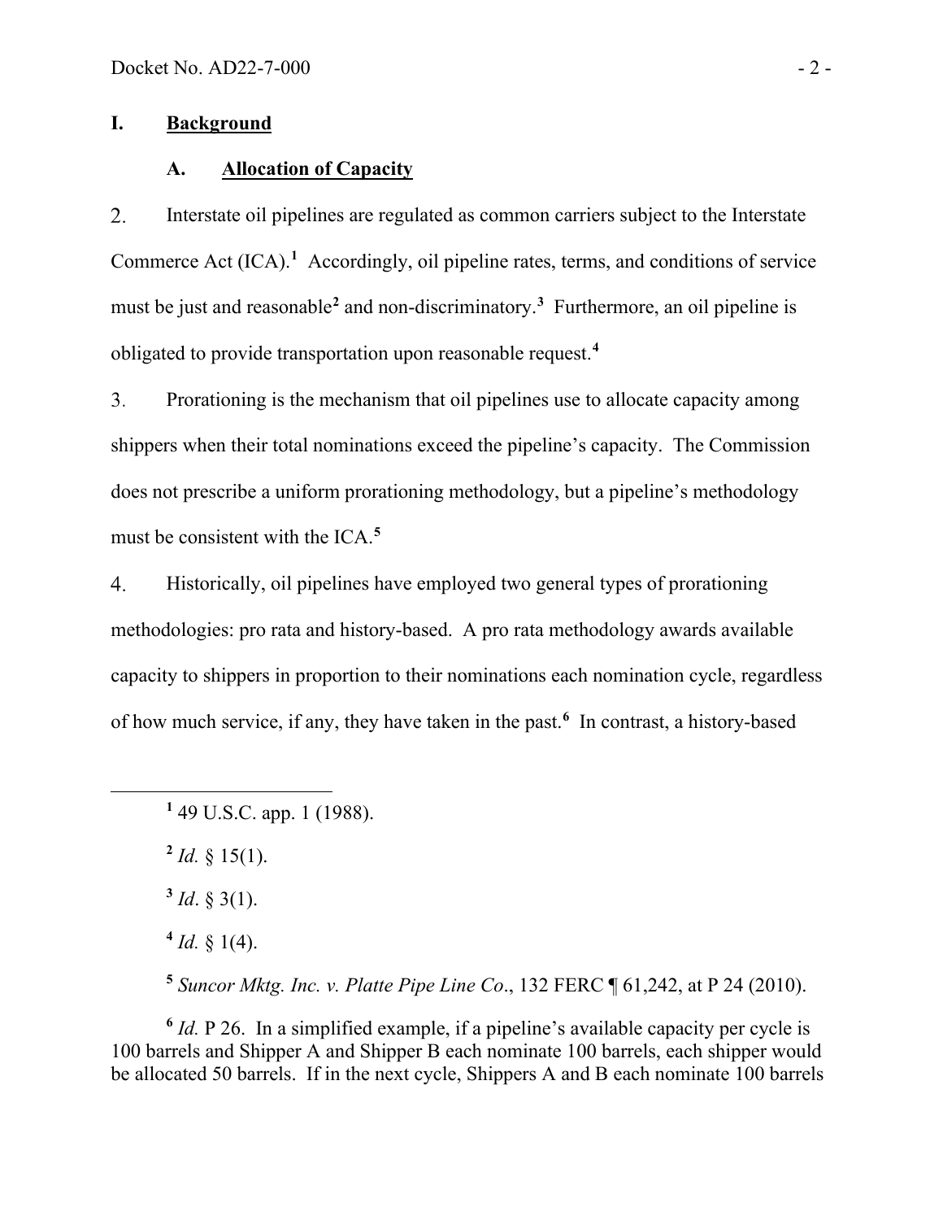## I. Background

### A. Allocation of Capacity

2. Interstate oil pipelines are regulated as common carriers subject to the Interstate Commerce Act (ICA).[1] Accordingly, oil pipeline rates, terms, and conditions of service must be just and reasonable[2] and non-discriminatory.[3] Furthermore, an oil pipeline is obligated to provide transportation upon reasonable request.[4]

3. Prorationing is the mechanism that oil pipelines use to allocate capacity among shippers when their total nominations exceed the pipeline's capacity. The Commission does not prescribe a uniform prorationing methodology, but a pipeline's methodology must be consistent with the ICA.[5]

4. Historically, oil pipelines have employed two general types of prorationing methodologies: pro rata and history-based. A pro rata methodology awards available capacity to shippers in proportion to their nominations each nomination cycle, regardless of how much service, if any, they have taken in the past.[6] In contrast, a history-based

---

[1] 49 U.S.C. app. 1 (1988).

[2] *Id.* § 15(1).

[3] *Id*. § 3(1).

[4] *Id.* § 1(4).

[5] *Suncor Mktg. Inc. v. Platte Pipe Line Co*., 132 FERC ¶ 61,242, at P 24 (2010).

[6] *Id.* P 26. In a simplified example, if a pipeline's available capacity per cycle is 100 barrels and Shipper A and Shipper B each nominate 100 barrels, each shipper would be allocated 50 barrels. If in the next cycle, Shippers A and B each nominate 100 barrels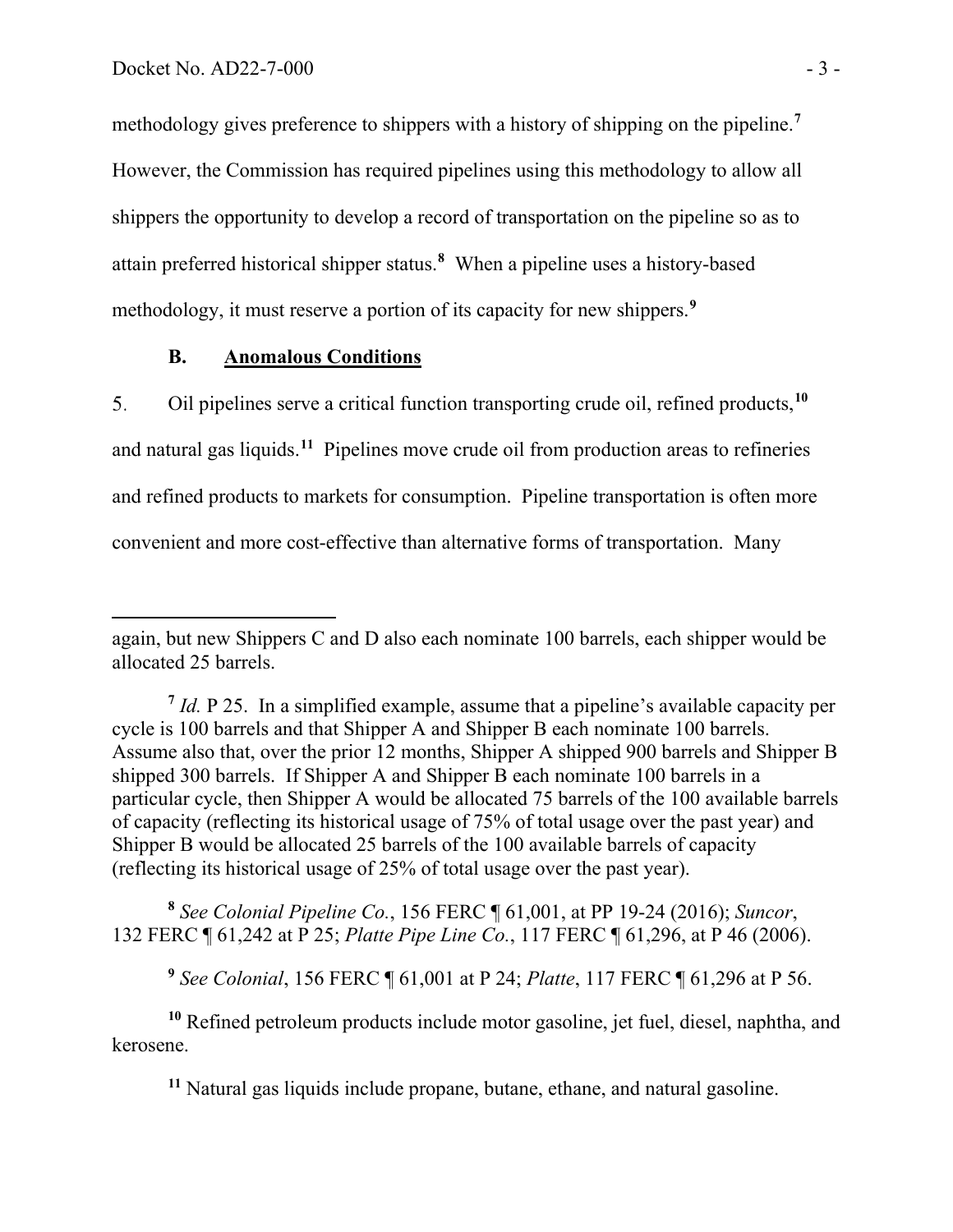methodology gives preference to shippers with a history of shipping on the pipeline.[7] However, the Commission has required pipelines using this methodology to allow all shippers the opportunity to develop a record of transportation on the pipeline so as to attain preferred historical shipper status.[8] When a pipeline uses a history-based methodology, it must reserve a portion of its capacity for new shippers.[9]

### B. Anomalous Conditions

5. Oil pipelines serve a critical function transporting crude oil, refined products,[10] and natural gas liquids.[11] Pipelines move crude oil from production areas to refineries and refined products to markets for consumption. Pipeline transportation is often more convenient and more cost-effective than alternative forms of transportation. Many

---

again, but new Shippers C and D also each nominate 100 barrels, each shipper would be allocated 25 barrels.

[7] *Id.* P 25. In a simplified example, assume that a pipeline's available capacity per cycle is 100 barrels and that Shipper A and Shipper B each nominate 100 barrels. Assume also that, over the prior 12 months, Shipper A shipped 900 barrels and Shipper B shipped 300 barrels. If Shipper A and Shipper B each nominate 100 barrels in a particular cycle, then Shipper A would be allocated 75 barrels of the 100 available barrels of capacity (reflecting its historical usage of 75% of total usage over the past year) and Shipper B would be allocated 25 barrels of the 100 available barrels of capacity (reflecting its historical usage of 25% of total usage over the past year).

[8] *See Colonial Pipeline Co.*, 156 FERC ¶ 61,001, at PP 19-24 (2016); *Suncor*, 132 FERC ¶ 61,242 at P 25; *Platte Pipe Line Co.*, 117 FERC ¶ 61,296, at P 46 (2006).

[9] *See Colonial*, 156 FERC ¶ 61,001 at P 24; *Platte*, 117 FERC ¶ 61,296 at P 56.

[10] Refined petroleum products include motor gasoline, jet fuel, diesel, naphtha, and kerosene.

[11] Natural gas liquids include propane, butane, ethane, and natural gasoline.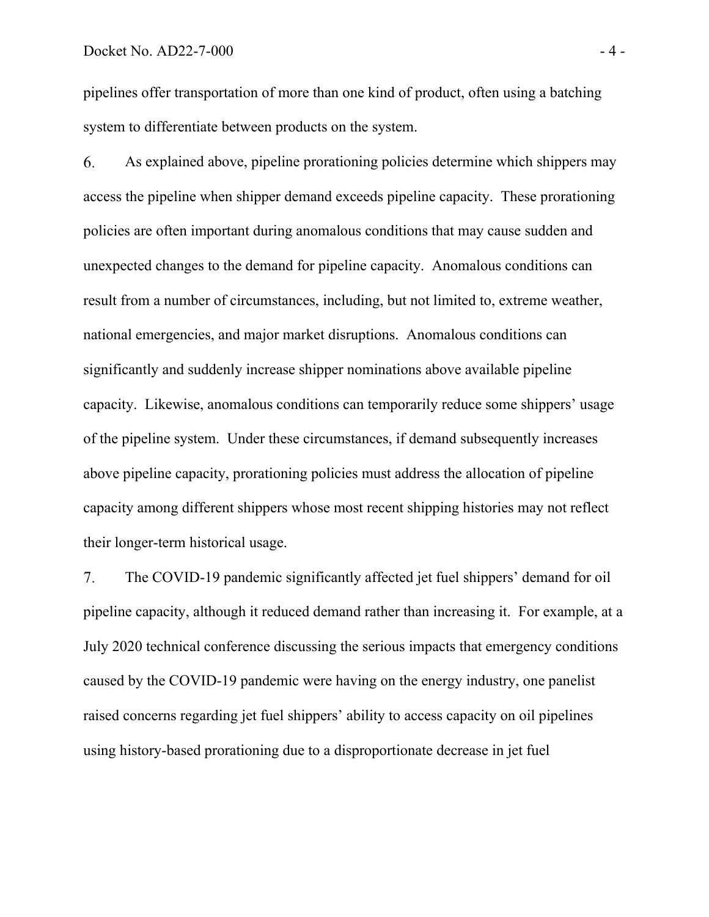pipelines offer transportation of more than one kind of product, often using a batching system to differentiate between products on the system.

6. As explained above, pipeline prorationing policies determine which shippers may access the pipeline when shipper demand exceeds pipeline capacity. These prorationing policies are often important during anomalous conditions that may cause sudden and unexpected changes to the demand for pipeline capacity. Anomalous conditions can result from a number of circumstances, including, but not limited to, extreme weather, national emergencies, and major market disruptions. Anomalous conditions can significantly and suddenly increase shipper nominations above available pipeline capacity. Likewise, anomalous conditions can temporarily reduce some shippers' usage of the pipeline system. Under these circumstances, if demand subsequently increases above pipeline capacity, prorationing policies must address the allocation of pipeline capacity among different shippers whose most recent shipping histories may not reflect their longer-term historical usage.

7. The COVID-19 pandemic significantly affected jet fuel shippers' demand for oil pipeline capacity, although it reduced demand rather than increasing it. For example, at a July 2020 technical conference discussing the serious impacts that emergency conditions caused by the COVID-19 pandemic were having on the energy industry, one panelist raised concerns regarding jet fuel shippers' ability to access capacity on oil pipelines using history-based prorationing due to a disproportionate decrease in jet fuel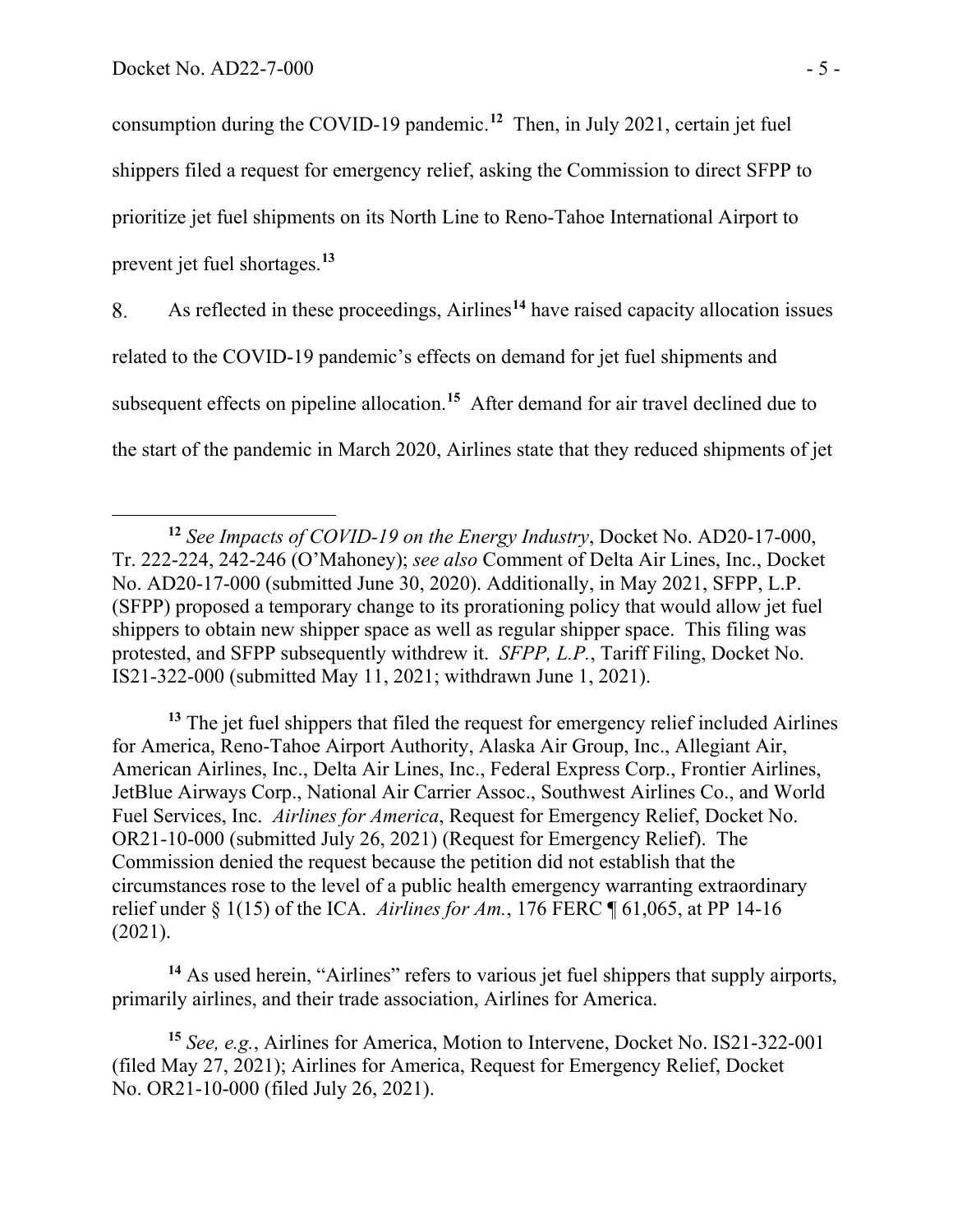consumption during the COVID-19 pandemic.[12] Then, in July 2021, certain jet fuel shippers filed a request for emergency relief, asking the Commission to direct SFPP to prioritize jet fuel shipments on its North Line to Reno-Tahoe International Airport to prevent jet fuel shortages.[13]

8. As reflected in these proceedings, Airlines[14] have raised capacity allocation issues related to the COVID-19 pandemic's effects on demand for jet fuel shipments and subsequent effects on pipeline allocation.[15] After demand for air travel declined due to the start of the pandemic in March 2020, Airlines state that they reduced shipments of jet

---

[12] *See Impacts of COVID-19 on the Energy Industry*, Docket No. AD20-17-000, Tr. 222-224, 242-246 (O'Mahoney); *see also* Comment of Delta Air Lines, Inc., Docket No. AD20-17-000 (submitted June 30, 2020). Additionally, in May 2021, SFPP, L.P. (SFPP) proposed a temporary change to its prorationing policy that would allow jet fuel shippers to obtain new shipper space as well as regular shipper space. This filing was protested, and SFPP subsequently withdrew it. *SFPP, L.P.*, Tariff Filing, Docket No. IS21-322-000 (submitted May 11, 2021; withdrawn June 1, 2021).

[13] The jet fuel shippers that filed the request for emergency relief included Airlines for America, Reno-Tahoe Airport Authority, Alaska Air Group, Inc., Allegiant Air, American Airlines, Inc., Delta Air Lines, Inc., Federal Express Corp., Frontier Airlines, JetBlue Airways Corp., National Air Carrier Assoc., Southwest Airlines Co., and World Fuel Services, Inc. *Airlines for America*, Request for Emergency Relief, Docket No. OR21-10-000 (submitted July 26, 2021) (Request for Emergency Relief). The Commission denied the request because the petition did not establish that the circumstances rose to the level of a public health emergency warranting extraordinary relief under § 1(15) of the ICA. *Airlines for Am.*, 176 FERC ¶ 61,065, at PP 14-16 (2021).

[14] As used herein, "Airlines" refers to various jet fuel shippers that supply airports, primarily airlines, and their trade association, Airlines for America.

[15] *See, e.g.*, Airlines for America, Motion to Intervene, Docket No. IS21-322-001 (filed May 27, 2021); Airlines for America, Request for Emergency Relief, Docket No. OR21-10-000 (filed July 26, 2021).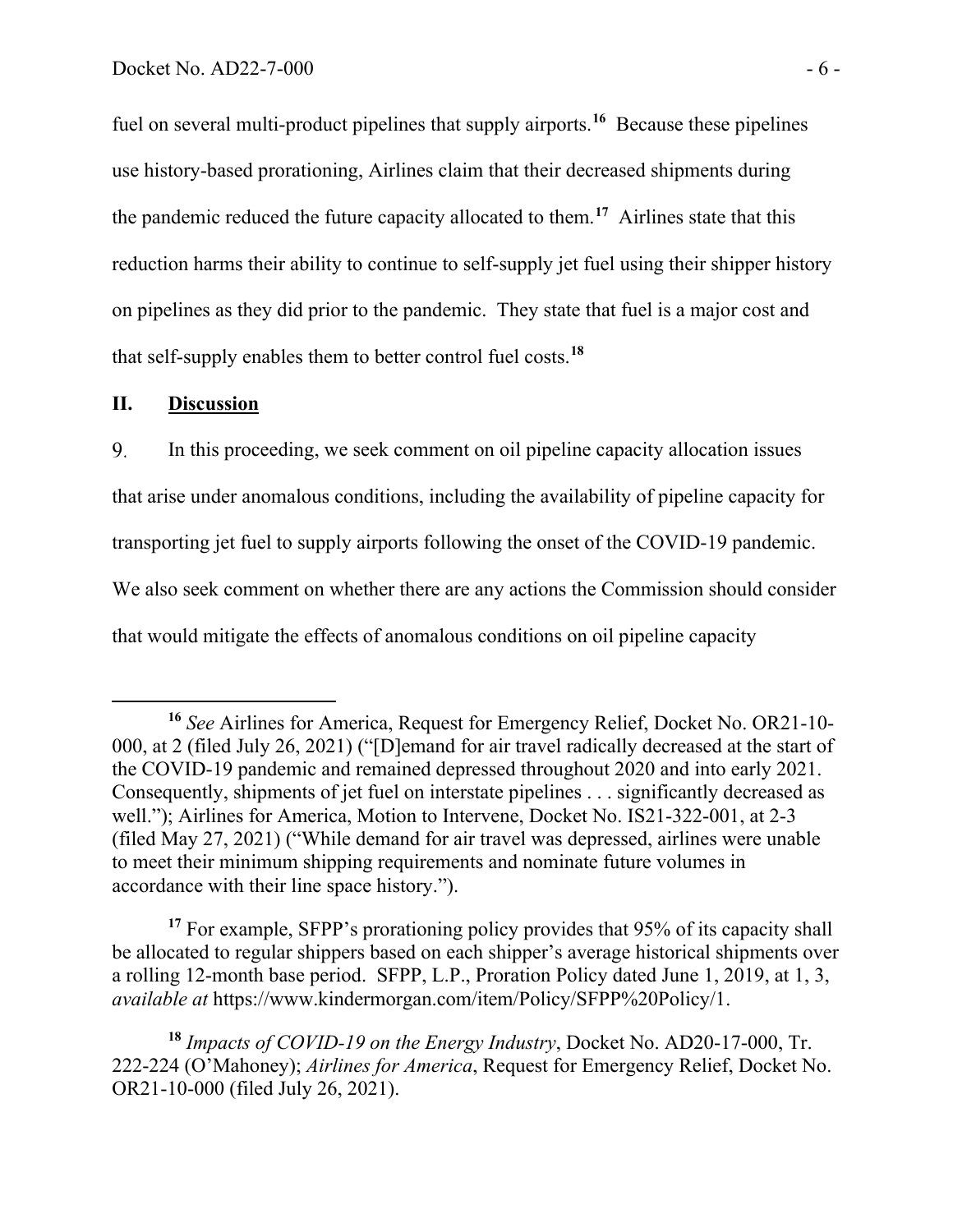fuel on several multi-product pipelines that supply airports.[16] Because these pipelines use history-based prorationing, Airlines claim that their decreased shipments during the pandemic reduced the future capacity allocated to them.[17] Airlines state that this reduction harms their ability to continue to self-supply jet fuel using their shipper history on pipelines as they did prior to the pandemic. They state that fuel is a major cost and that self-supply enables them to better control fuel costs.[18]

## II. Discussion

9. In this proceeding, we seek comment on oil pipeline capacity allocation issues that arise under anomalous conditions, including the availability of pipeline capacity for transporting jet fuel to supply airports following the onset of the COVID-19 pandemic. We also seek comment on whether there are any actions the Commission should consider that would mitigate the effects of anomalous conditions on oil pipeline capacity

---

[16] *See* Airlines for America, Request for Emergency Relief, Docket No. OR21-10-000, at 2 (filed July 26, 2021) ("[D]emand for air travel radically decreased at the start of the COVID-19 pandemic and remained depressed throughout 2020 and into early 2021. Consequently, shipments of jet fuel on interstate pipelines . . . significantly decreased as well."); Airlines for America, Motion to Intervene, Docket No. IS21-322-001, at 2-3 (filed May 27, 2021) ("While demand for air travel was depressed, airlines were unable to meet their minimum shipping requirements and nominate future volumes in accordance with their line space history.").

[17] For example, SFPP's prorationing policy provides that 95% of its capacity shall be allocated to regular shippers based on each shipper's average historical shipments over a rolling 12-month base period. SFPP, L.P., Proration Policy dated June 1, 2019, at 1, 3, *available at* https://www.kindermorgan.com/item/Policy/SFPP%20Policy/1.

[18] *Impacts of COVID-19 on the Energy Industry*, Docket No. AD20-17-000, Tr. 222-224 (O'Mahoney); *Airlines for America*, Request for Emergency Relief, Docket No. OR21-10-000 (filed July 26, 2021).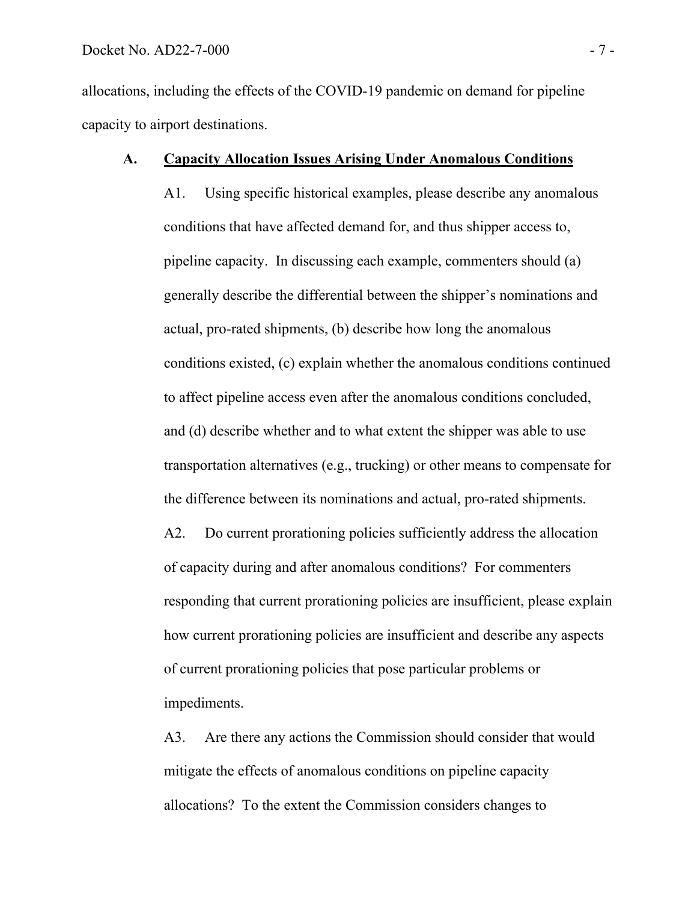allocations, including the effects of the COVID-19 pandemic on demand for pipeline capacity to airport destinations.

### A. Capacity Allocation Issues Arising Under Anomalous Conditions

A1. Using specific historical examples, please describe any anomalous conditions that have affected demand for, and thus shipper access to, pipeline capacity. In discussing each example, commenters should (a) generally describe the differential between the shipper's nominations and actual, pro-rated shipments, (b) describe how long the anomalous conditions existed, (c) explain whether the anomalous conditions continued to affect pipeline access even after the anomalous conditions concluded, and (d) describe whether and to what extent the shipper was able to use transportation alternatives (e.g., trucking) or other means to compensate for the difference between its nominations and actual, pro-rated shipments.

A2. Do current prorationing policies sufficiently address the allocation of capacity during and after anomalous conditions? For commenters responding that current prorationing policies are insufficient, please explain how current prorationing policies are insufficient and describe any aspects of current prorationing policies that pose particular problems or impediments.

A3. Are there any actions the Commission should consider that would mitigate the effects of anomalous conditions on pipeline capacity allocations? To the extent the Commission considers changes to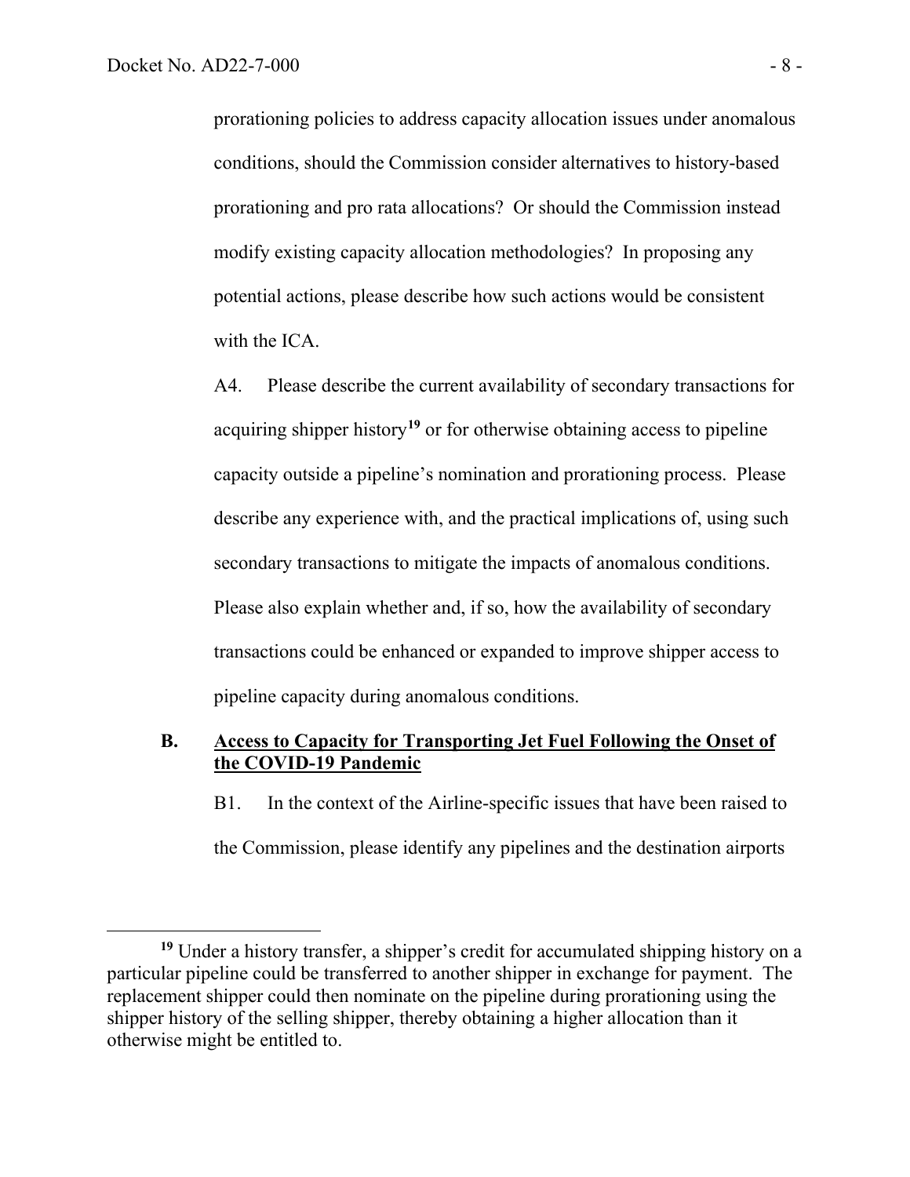prorationing policies to address capacity allocation issues under anomalous conditions, should the Commission consider alternatives to history-based prorationing and pro rata allocations? Or should the Commission instead modify existing capacity allocation methodologies? In proposing any potential actions, please describe how such actions would be consistent with the ICA.

A4. Please describe the current availability of secondary transactions for acquiring shipper history[19] or for otherwise obtaining access to pipeline capacity outside a pipeline's nomination and prorationing process. Please describe any experience with, and the practical implications of, using such secondary transactions to mitigate the impacts of anomalous conditions. Please also explain whether and, if so, how the availability of secondary transactions could be enhanced or expanded to improve shipper access to pipeline capacity during anomalous conditions.

## B. Access to Capacity for Transporting Jet Fuel Following the Onset of the COVID-19 Pandemic

B1. In the context of the Airline-specific issues that have been raised to the Commission, please identify any pipelines and the destination airports

[19] Under a history transfer, a shipper's credit for accumulated shipping history on a particular pipeline could be transferred to another shipper in exchange for payment. The replacement shipper could then nominate on the pipeline during prorationing using the shipper history of the selling shipper, thereby obtaining a higher allocation than it otherwise might be entitled to.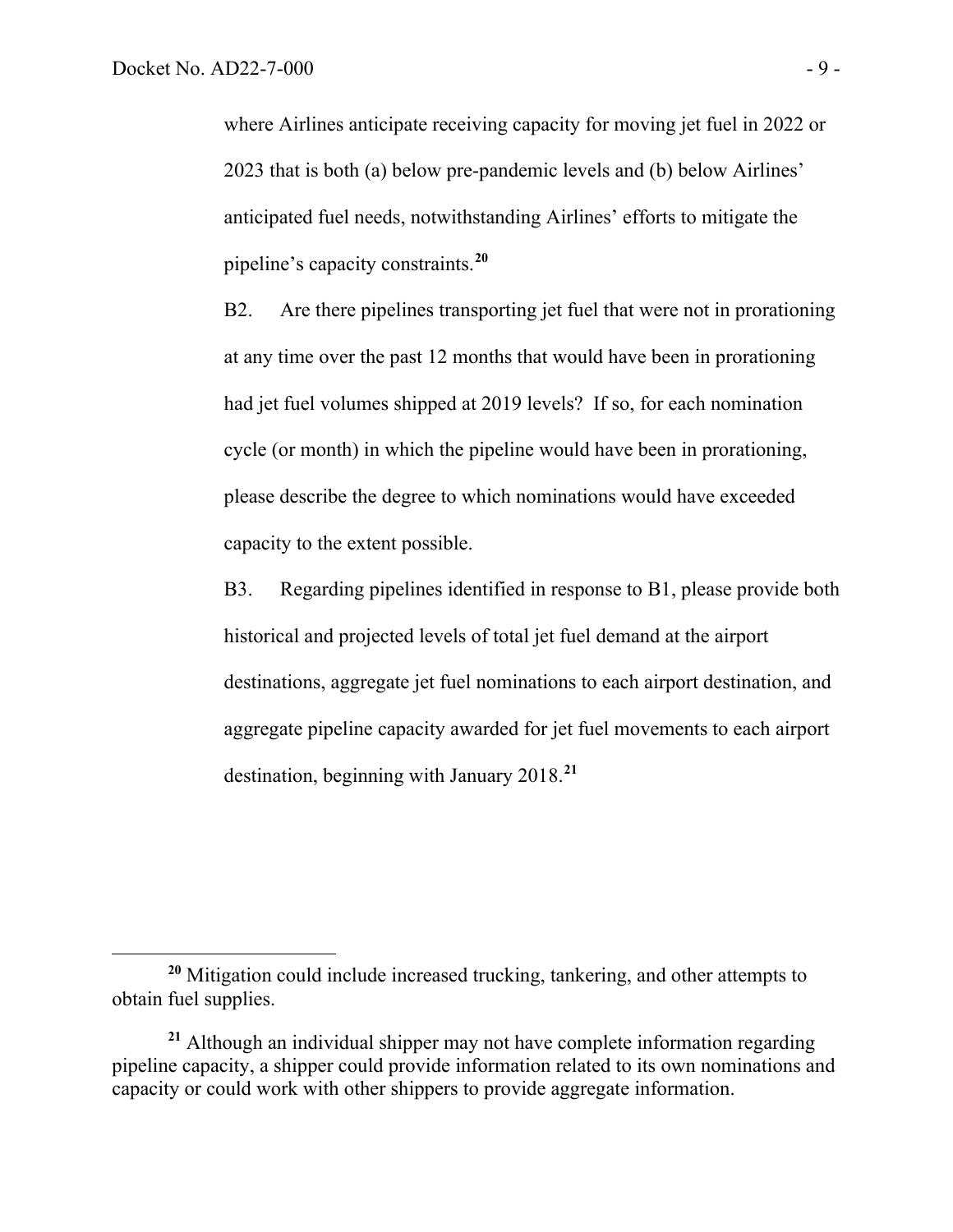where Airlines anticipate receiving capacity for moving jet fuel in 2022 or 2023 that is both (a) below pre-pandemic levels and (b) below Airlines' anticipated fuel needs, notwithstanding Airlines' efforts to mitigate the pipeline's capacity constraints.[20]

B2. Are there pipelines transporting jet fuel that were not in prorationing at any time over the past 12 months that would have been in prorationing had jet fuel volumes shipped at 2019 levels? If so, for each nomination cycle (or month) in which the pipeline would have been in prorationing, please describe the degree to which nominations would have exceeded capacity to the extent possible.

B3. Regarding pipelines identified in response to B1, please provide both historical and projected levels of total jet fuel demand at the airport destinations, aggregate jet fuel nominations to each airport destination, and aggregate pipeline capacity awarded for jet fuel movements to each airport destination, beginning with January 2018.[21]

---

[20] Mitigation could include increased trucking, tankering, and other attempts to obtain fuel supplies.

[21] Although an individual shipper may not have complete information regarding pipeline capacity, a shipper could provide information related to its own nominations and capacity or could work with other shippers to provide aggregate information.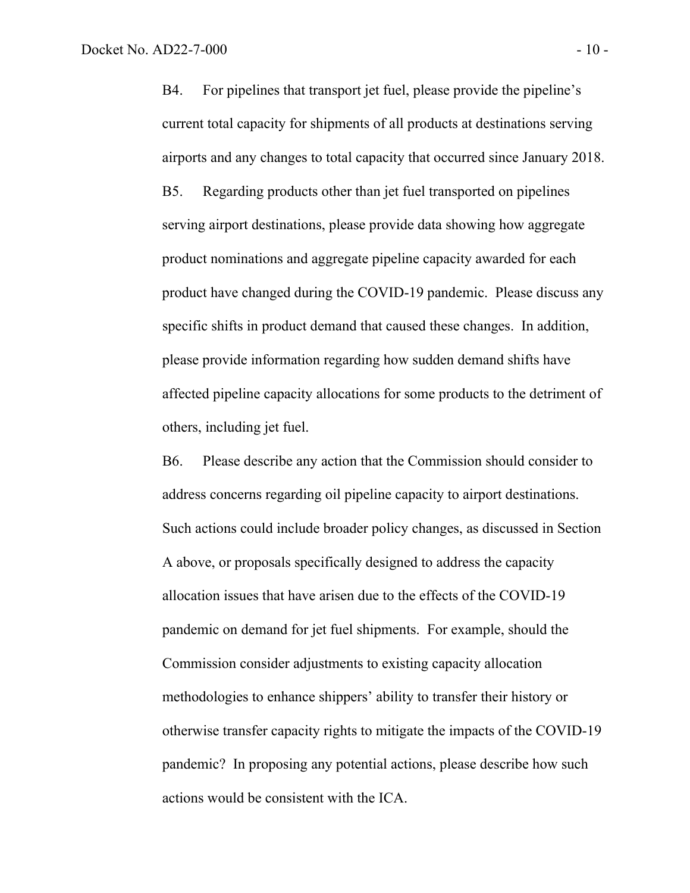B4. For pipelines that transport jet fuel, please provide the pipeline's current total capacity for shipments of all products at destinations serving airports and any changes to total capacity that occurred since January 2018.

B5. Regarding products other than jet fuel transported on pipelines serving airport destinations, please provide data showing how aggregate product nominations and aggregate pipeline capacity awarded for each product have changed during the COVID-19 pandemic. Please discuss any specific shifts in product demand that caused these changes. In addition, please provide information regarding how sudden demand shifts have affected pipeline capacity allocations for some products to the detriment of others, including jet fuel.

B6. Please describe any action that the Commission should consider to address concerns regarding oil pipeline capacity to airport destinations. Such actions could include broader policy changes, as discussed in Section A above, or proposals specifically designed to address the capacity allocation issues that have arisen due to the effects of the COVID-19 pandemic on demand for jet fuel shipments. For example, should the Commission consider adjustments to existing capacity allocation methodologies to enhance shippers' ability to transfer their history or otherwise transfer capacity rights to mitigate the impacts of the COVID-19 pandemic? In proposing any potential actions, please describe how such actions would be consistent with the ICA.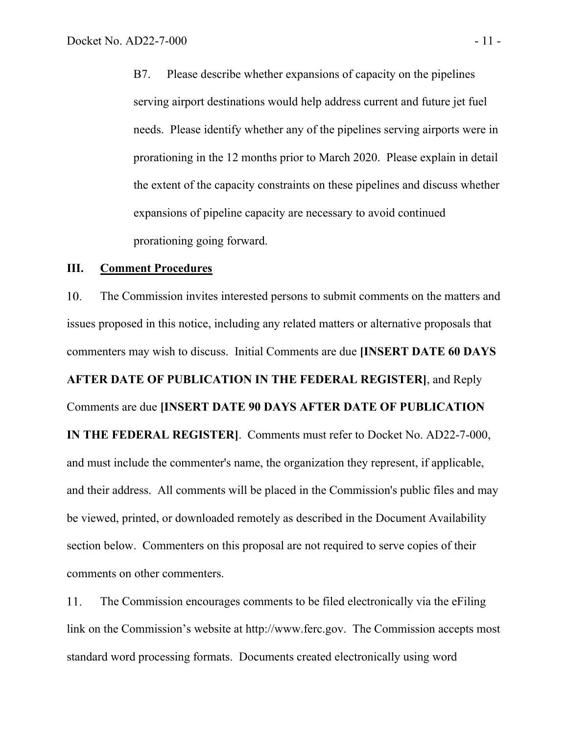B7. Please describe whether expansions of capacity on the pipelines serving airport destinations would help address current and future jet fuel needs. Please identify whether any of the pipelines serving airports were in prorationing in the 12 months prior to March 2020. Please explain in detail the extent of the capacity constraints on these pipelines and discuss whether expansions of pipeline capacity are necessary to avoid continued prorationing going forward.

## III. Comment Procedures

10. The Commission invites interested persons to submit comments on the matters and issues proposed in this notice, including any related matters or alternative proposals that commenters may wish to discuss. Initial Comments are due **[INSERT DATE 60 DAYS AFTER DATE OF PUBLICATION IN THE FEDERAL REGISTER]**, and Reply Comments are due **[INSERT DATE 90 DAYS AFTER DATE OF PUBLICATION IN THE FEDERAL REGISTER]**. Comments must refer to Docket No. AD22-7-000, and must include the commenter's name, the organization they represent, if applicable, and their address. All comments will be placed in the Commission's public files and may be viewed, printed, or downloaded remotely as described in the Document Availability section below. Commenters on this proposal are not required to serve copies of their comments on other commenters.

11. The Commission encourages comments to be filed electronically via the eFiling link on the Commission's website at http://www.ferc.gov. The Commission accepts most standard word processing formats. Documents created electronically using word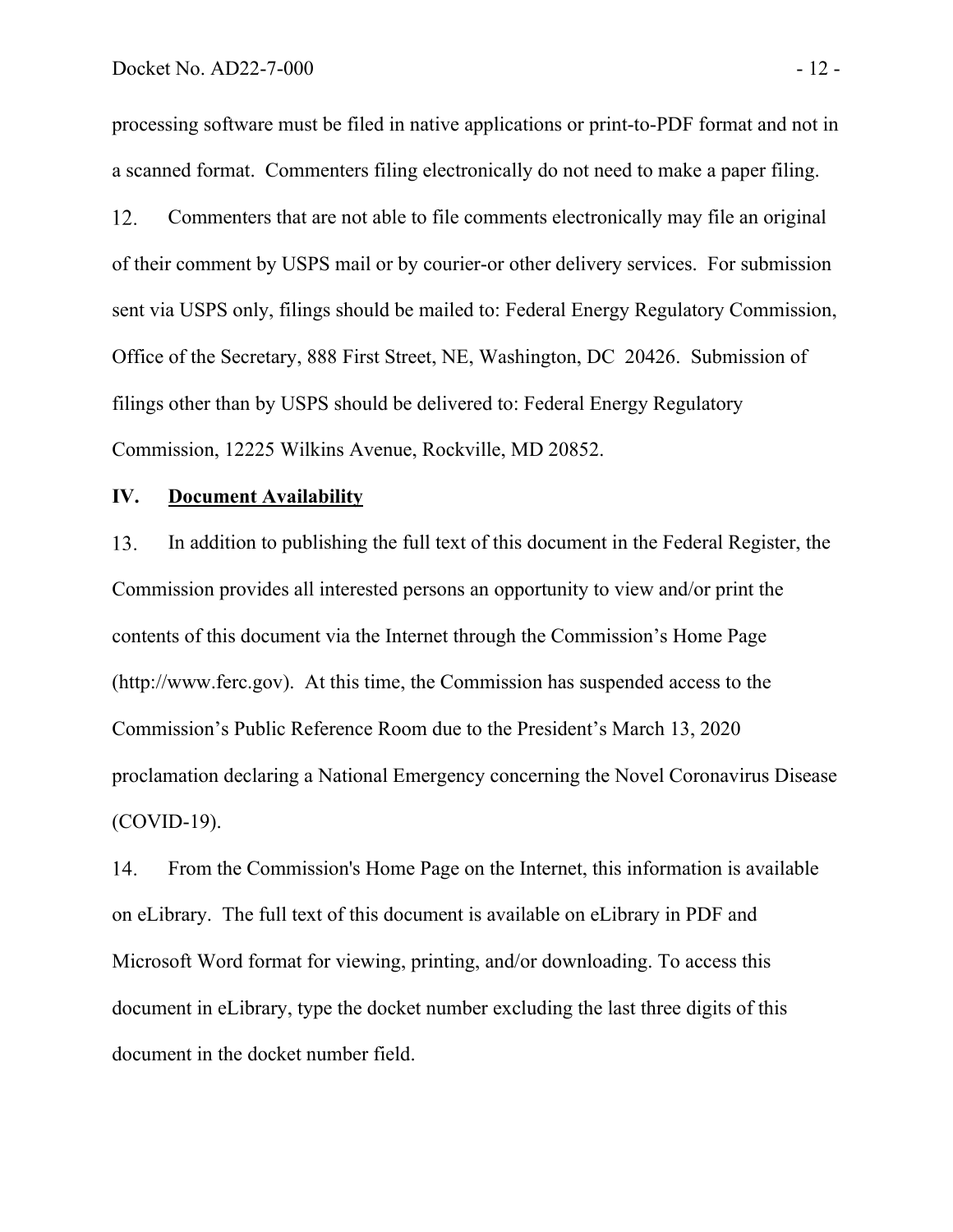processing software must be filed in native applications or print-to-PDF format and not in a scanned format. Commenters filing electronically do not need to make a paper filing.

12. Commenters that are not able to file comments electronically may file an original of their comment by USPS mail or by courier-or other delivery services. For submission sent via USPS only, filings should be mailed to: Federal Energy Regulatory Commission, Office of the Secretary, 888 First Street, NE, Washington, DC 20426. Submission of filings other than by USPS should be delivered to: Federal Energy Regulatory Commission, 12225 Wilkins Avenue, Rockville, MD 20852.

## IV. Document Availability

13. In addition to publishing the full text of this document in the Federal Register, the Commission provides all interested persons an opportunity to view and/or print the contents of this document via the Internet through the Commission's Home Page (http://www.ferc.gov). At this time, the Commission has suspended access to the Commission's Public Reference Room due to the President's March 13, 2020 proclamation declaring a National Emergency concerning the Novel Coronavirus Disease (COVID-19).

14. From the Commission's Home Page on the Internet, this information is available on eLibrary. The full text of this document is available on eLibrary in PDF and Microsoft Word format for viewing, printing, and/or downloading. To access this document in eLibrary, type the docket number excluding the last three digits of this document in the docket number field.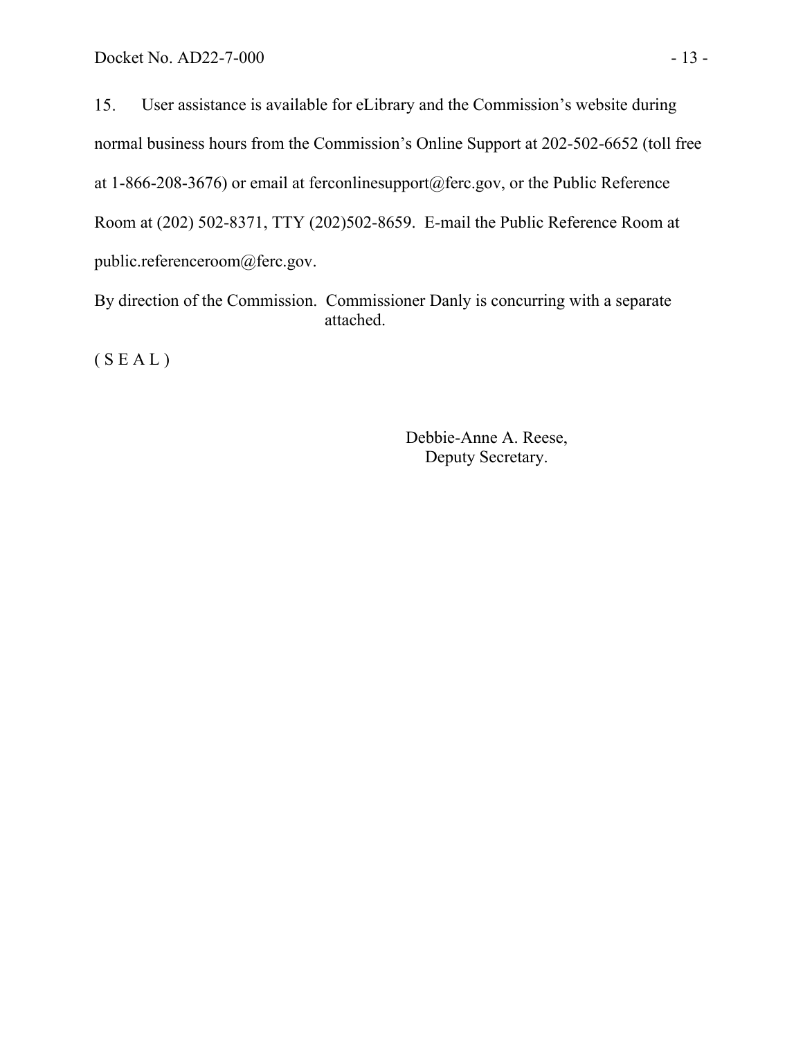15. User assistance is available for eLibrary and the Commission's website during normal business hours from the Commission's Online Support at 202-502-6652 (toll free at 1-866-208-3676) or email at ferconlinesupport@ferc.gov, or the Public Reference Room at (202) 502-8371, TTY (202)502-8659. E-mail the Public Reference Room at public.referenceroom@ferc.gov.

By direction of the Commission. Commissioner Danly is concurring with a separate attached.

( S E A L )

Debbie-Anne A. Reese,
Deputy Secretary.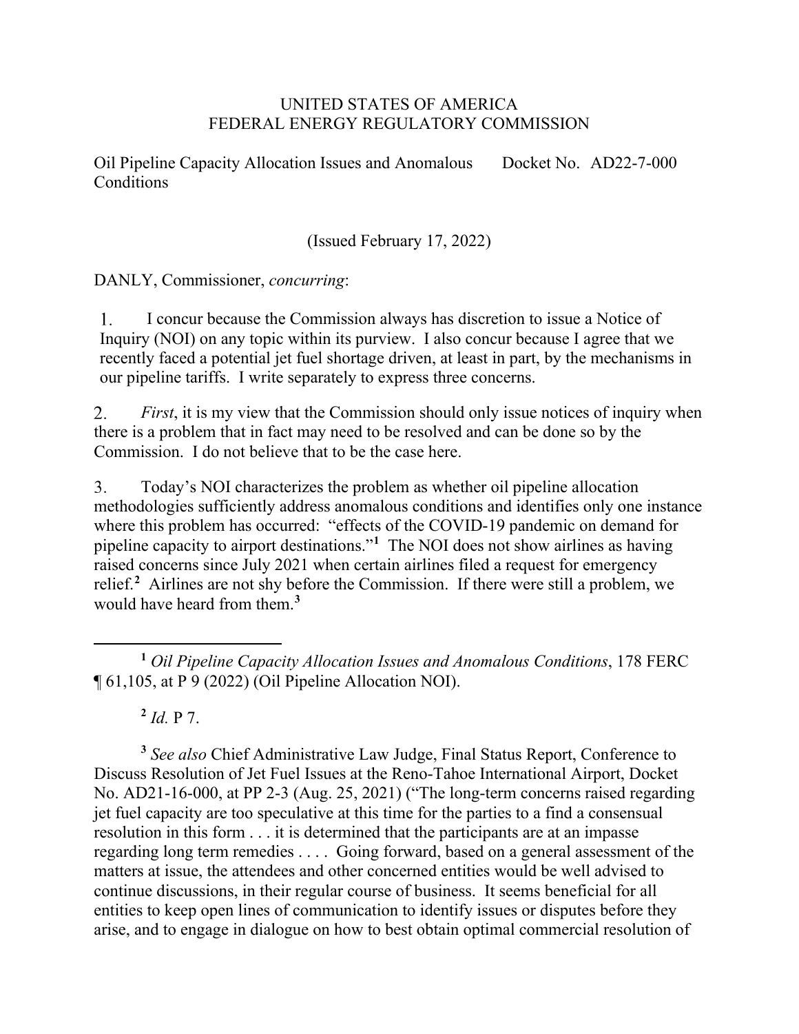UNITED STATES OF AMERICA
FEDERAL ENERGY REGULATORY COMMISSION

Oil Pipeline Capacity Allocation Issues and Anomalous Conditions — Docket No. AD22-7-000

(Issued February 17, 2022)

DANLY, Commissioner, *concurring*:

1. I concur because the Commission always has discretion to issue a Notice of Inquiry (NOI) on any topic within its purview. I also concur because I agree that we recently faced a potential jet fuel shortage driven, at least in part, by the mechanisms in our pipeline tariffs. I write separately to express three concerns.

2. *First*, it is my view that the Commission should only issue notices of inquiry when there is a problem that in fact may need to be resolved and can be done so by the Commission. I do not believe that to be the case here.

3. Today's NOI characterizes the problem as whether oil pipeline allocation methodologies sufficiently address anomalous conditions and identifies only one instance where this problem has occurred: "effects of the COVID-19 pandemic on demand for pipeline capacity to airport destinations."[1] The NOI does not show airlines as having raised concerns since July 2021 when certain airlines filed a request for emergency relief.[2] Airlines are not shy before the Commission. If there were still a problem, we would have heard from them.[3]

---

[1] *Oil Pipeline Capacity Allocation Issues and Anomalous Conditions*, 178 FERC ¶ 61,105, at P 9 (2022) (Oil Pipeline Allocation NOI).

[2] *Id.* P 7.

[3] *See also* Chief Administrative Law Judge, Final Status Report, Conference to Discuss Resolution of Jet Fuel Issues at the Reno-Tahoe International Airport, Docket No. AD21-16-000, at PP 2-3 (Aug. 25, 2021) ("The long-term concerns raised regarding jet fuel capacity are too speculative at this time for the parties to a find a consensual resolution in this form . . . it is determined that the participants are at an impasse regarding long term remedies . . . . Going forward, based on a general assessment of the matters at issue, the attendees and other concerned entities would be well advised to continue discussions, in their regular course of business. It seems beneficial for all entities to keep open lines of communication to identify issues or disputes before they arise, and to engage in dialogue on how to best obtain optimal commercial resolution of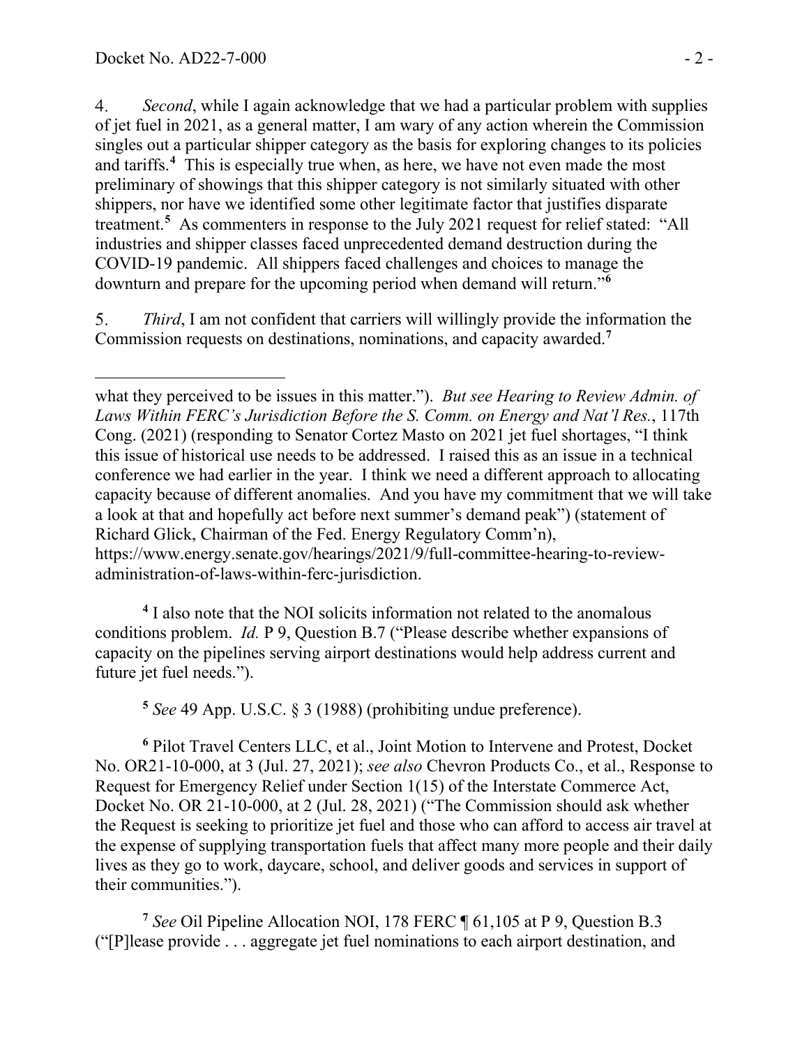4. *Second*, while I again acknowledge that we had a particular problem with supplies of jet fuel in 2021, as a general matter, I am wary of any action wherein the Commission singles out a particular shipper category as the basis for exploring changes to its policies and tariffs.[4] This is especially true when, as here, we have not even made the most preliminary of showings that this shipper category is not similarly situated with other shippers, nor have we identified some other legitimate factor that justifies disparate treatment.[5] As commenters in response to the July 2021 request for relief stated: "All industries and shipper classes faced unprecedented demand destruction during the COVID-19 pandemic. All shippers faced challenges and choices to manage the downturn and prepare for the upcoming period when demand will return."[6]

5. *Third*, I am not confident that carriers will willingly provide the information the Commission requests on destinations, nominations, and capacity awarded.[7]

---

what they perceived to be issues in this matter."). *But see Hearing to Review Admin. of Laws Within FERC's Jurisdiction Before the S. Comm. on Energy and Nat'l Res.*, 117th Cong. (2021) (responding to Senator Cortez Masto on 2021 jet fuel shortages, "I think this issue of historical use needs to be addressed. I raised this as an issue in a technical conference we had earlier in the year. I think we need a different approach to allocating capacity because of different anomalies. And you have my commitment that we will take a look at that and hopefully act before next summer's demand peak") (statement of Richard Glick, Chairman of the Fed. Energy Regulatory Comm'n), https://www.energy.senate.gov/hearings/2021/9/full-committee-hearing-to-review-administration-of-laws-within-ferc-jurisdiction.

[4] I also note that the NOI solicits information not related to the anomalous conditions problem. *Id.* P 9, Question B.7 ("Please describe whether expansions of capacity on the pipelines serving airport destinations would help address current and future jet fuel needs.").

[5] *See* 49 App. U.S.C. § 3 (1988) (prohibiting undue preference).

[6] Pilot Travel Centers LLC, et al., Joint Motion to Intervene and Protest, Docket No. OR21-10-000, at 3 (Jul. 27, 2021); *see also* Chevron Products Co., et al., Response to Request for Emergency Relief under Section 1(15) of the Interstate Commerce Act, Docket No. OR 21-10-000, at 2 (Jul. 28, 2021) ("The Commission should ask whether the Request is seeking to prioritize jet fuel and those who can afford to access air travel at the expense of supplying transportation fuels that affect many more people and their daily lives as they go to work, daycare, school, and deliver goods and services in support of their communities.").

[7] *See* Oil Pipeline Allocation NOI, 178 FERC ¶ 61,105 at P 9, Question B.3 ("[P]lease provide . . . aggregate jet fuel nominations to each airport destination, and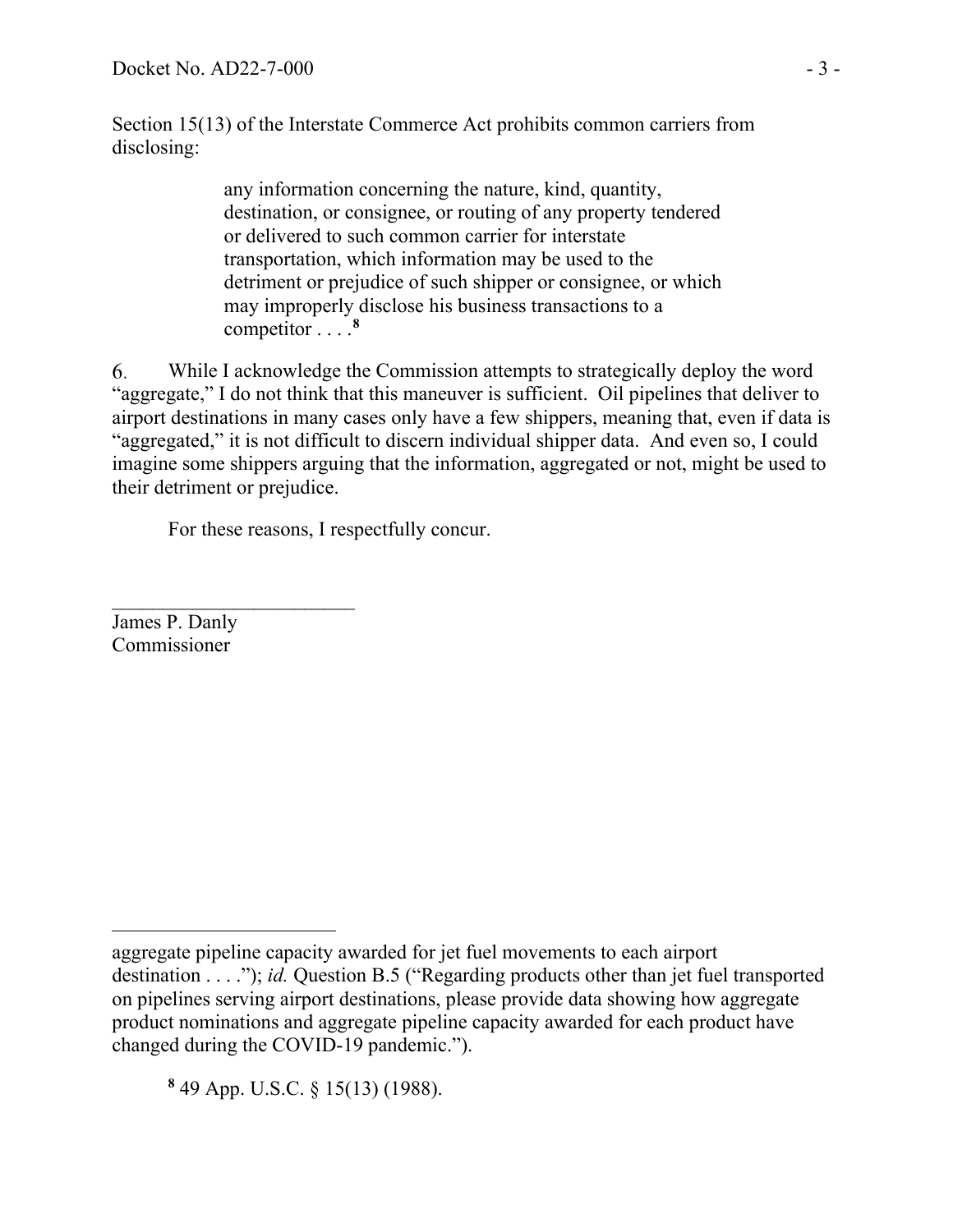Section 15(13) of the Interstate Commerce Act prohibits common carriers from disclosing:

> any information concerning the nature, kind, quantity, destination, or consignee, or routing of any property tendered or delivered to such common carrier for interstate transportation, which information may be used to the detriment or prejudice of such shipper or consignee, or which may improperly disclose his business transactions to a competitor . . . .[8]

6. While I acknowledge the Commission attempts to strategically deploy the word "aggregate," I do not think that this maneuver is sufficient. Oil pipelines that deliver to airport destinations in many cases only have a few shippers, meaning that, even if data is "aggregated," it is not difficult to discern individual shipper data. And even so, I could imagine some shippers arguing that the information, aggregated or not, might be used to their detriment or prejudice.

For these reasons, I respectfully concur.

\_\_\_\_\_\_\_\_\_\_\_\_\_\_\_\_\_\_\_\_\_\_\_\_\_

James P. Danly
Commissioner

---

aggregate pipeline capacity awarded for jet fuel movements to each airport destination . . . ."); *id.* Question B.5 ("Regarding products other than jet fuel transported on pipelines serving airport destinations, please provide data showing how aggregate product nominations and aggregate pipeline capacity awarded for each product have changed during the COVID-19 pandemic.").

[8] 49 App. U.S.C. § 15(13) (1988).